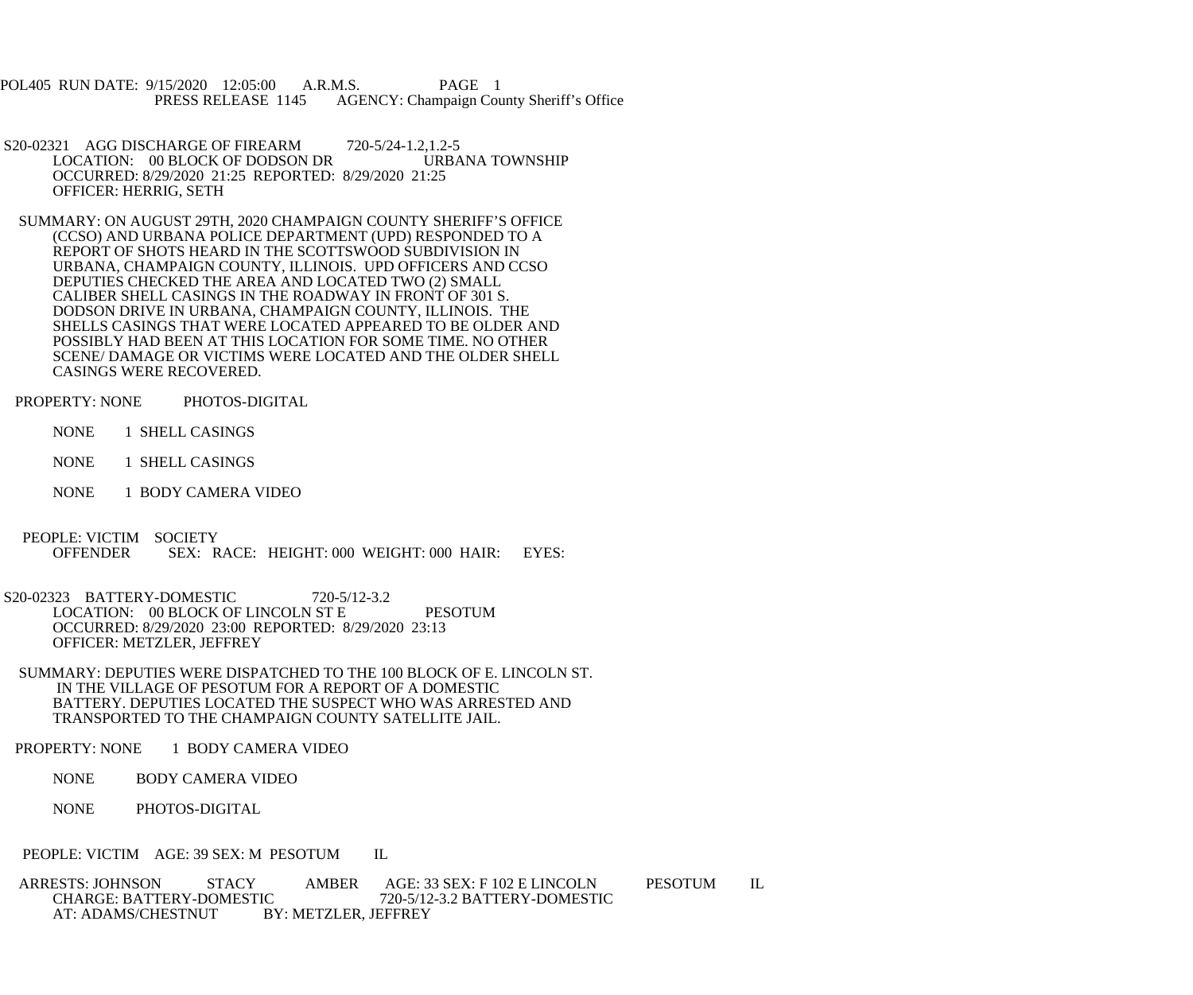POL405 RUN DATE: 9/15/2020 12:05:00 A.R.M.S. PAGE 1
PRESS RELEASE 1145 AGENCY: Champaign County Sheriff's Office

S20-02321 AGG DISCHARGE OF FIREARM 720-5/24-1.2,1.2-5
LOCATION: 00 BLOCK OF DODSON DR URBANA TOWNSHIP
OCCURRED: 8/29/2020 21:25 REPORTED: 8/29/2020 21:25
OFFICER: HERRIG, SETH

SUMMARY: ON AUGUST 29TH, 2020 CHAMPAIGN COUNTY SHERIFF'S OFFICE (CCSO) AND URBANA POLICE DEPARTMENT (UPD) RESPONDED TO A REPORT OF SHOTS HEARD IN THE SCOTTSWOOD SUBDIVISION IN URBANA, CHAMPAIGN COUNTY, ILLINOIS. UPD OFFICERS AND CCSO DEPUTIES CHECKED THE AREA AND LOCATED TWO (2) SMALL CALIBER SHELL CASINGS IN THE ROADWAY IN FRONT OF 301 S. DODSON DRIVE IN URBANA, CHAMPAIGN COUNTY, ILLINOIS. THE SHELLS CASINGS THAT WERE LOCATED APPEARED TO BE OLDER AND POSSIBLY HAD BEEN AT THIS LOCATION FOR SOME TIME. NO OTHER SCENE/ DAMAGE OR VICTIMS WERE LOCATED AND THE OLDER SHELL CASINGS WERE RECOVERED.

PROPERTY: NONE PHOTOS-DIGITAL

NONE 1 SHELL CASINGS

NONE 1 SHELL CASINGS

NONE 1 BODY CAMERA VIDEO

PEOPLE: VICTIM SOCIETY
OFFENDER SEX: RACE: HEIGHT: 000 WEIGHT: 000 HAIR: EYES:

S20-02323 BATTERY-DOMESTIC 720-5/12-3.2
LOCATION: 00 BLOCK OF LINCOLN ST E PESOTUM
OCCURRED: 8/29/2020 23:00 REPORTED: 8/29/2020 23:13
OFFICER: METZLER, JEFFREY

SUMMARY: DEPUTIES WERE DISPATCHED TO THE 100 BLOCK OF E. LINCOLN ST. IN THE VILLAGE OF PESOTUM FOR A REPORT OF A DOMESTIC BATTERY. DEPUTIES LOCATED THE SUSPECT WHO WAS ARRESTED AND TRANSPORTED TO THE CHAMPAIGN COUNTY SATELLITE JAIL.

PROPERTY: NONE 1 BODY CAMERA VIDEO

NONE BODY CAMERA VIDEO

NONE PHOTOS-DIGITAL

PEOPLE: VICTIM AGE: 39 SEX: M PESOTUM IL

ARRESTS: JOHNSON STACY AMBER AGE: 33 SEX: F 102 E LINCOLN PESOTUM IL
CHARGE: BATTERY-DOMESTIC 720-5/12-3.2 BATTERY-DOMESTIC
AT: ADAMS/CHESTNUT BY: METZLER, JEFFREY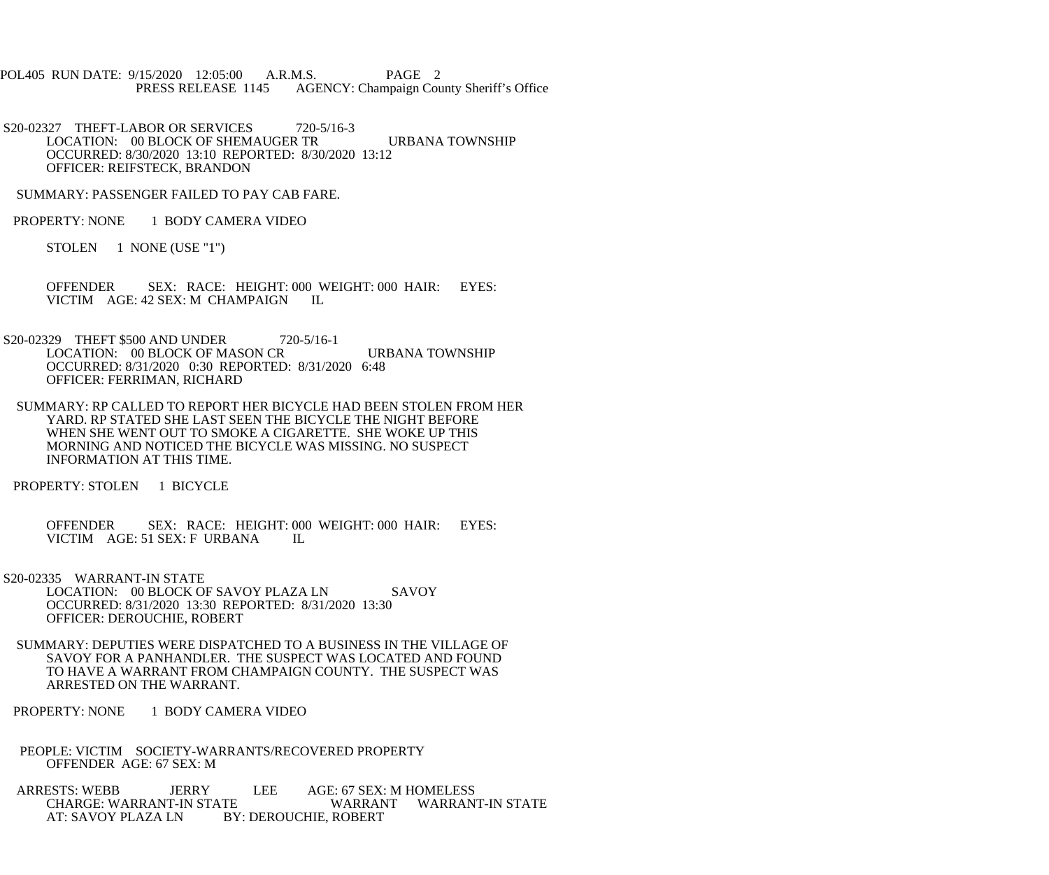POL405 RUN DATE: 9/15/2020 12:05:00 A.R.M.S. PAGE 2
PRESS RELEASE 1145 AGENCY: Champaign County Sheriff's Office

S20-02327 THEFT-LABOR OR SERVICES 720-5/16-3
LOCATION: 00 BLOCK OF SHEMAUGER TR URBANA TOWNSHIP
OCCURRED: 8/30/2020 13:10 REPORTED: 8/30/2020 13:12
OFFICER: REIFSTECK, BRANDON

SUMMARY: PASSENGER FAILED TO PAY CAB FARE.

PROPERTY: NONE 1 BODY CAMERA VIDEO

STOLEN 1 NONE (USE "1")

OFFENDER SEX: RACE: HEIGHT: 000 WEIGHT: 000 HAIR: EYES:
VICTIM AGE: 42 SEX: M CHAMPAIGN IL

S20-02329 THEFT $500 AND UNDER 720-5/16-1
LOCATION: 00 BLOCK OF MASON CR URBANA TOWNSHIP
OCCURRED: 8/31/2020 0:30 REPORTED: 8/31/2020 6:48
OFFICER: FERRIMAN, RICHARD

SUMMARY: RP CALLED TO REPORT HER BICYCLE HAD BEEN STOLEN FROM HER YARD. RP STATED SHE LAST SEEN THE BICYCLE THE NIGHT BEFORE WHEN SHE WENT OUT TO SMOKE A CIGARETTE. SHE WOKE UP THIS MORNING AND NOTICED THE BICYCLE WAS MISSING. NO SUSPECT INFORMATION AT THIS TIME.

PROPERTY: STOLEN 1 BICYCLE

OFFENDER SEX: RACE: HEIGHT: 000 WEIGHT: 000 HAIR: EYES:
VICTIM AGE: 51 SEX: F URBANA IL

S20-02335 WARRANT-IN STATE
LOCATION: 00 BLOCK OF SAVOY PLAZA LN SAVOY
OCCURRED: 8/31/2020 13:30 REPORTED: 8/31/2020 13:30
OFFICER: DEROUCHIE, ROBERT

SUMMARY: DEPUTIES WERE DISPATCHED TO A BUSINESS IN THE VILLAGE OF SAVOY FOR A PANHANDLER. THE SUSPECT WAS LOCATED AND FOUND TO HAVE A WARRANT FROM CHAMPAIGN COUNTY. THE SUSPECT WAS ARRESTED ON THE WARRANT.

PROPERTY: NONE 1 BODY CAMERA VIDEO

PEOPLE: VICTIM SOCIETY-WARRANTS/RECOVERED PROPERTY
OFFENDER AGE: 67 SEX: M

ARRESTS: WEBB JERRY LEE AGE: 67 SEX: M HOMELESS
CHARGE: WARRANT-IN STATE WARRANT WARRANT-IN STATE
AT: SAVOY PLAZA LN BY: DEROUCHIE, ROBERT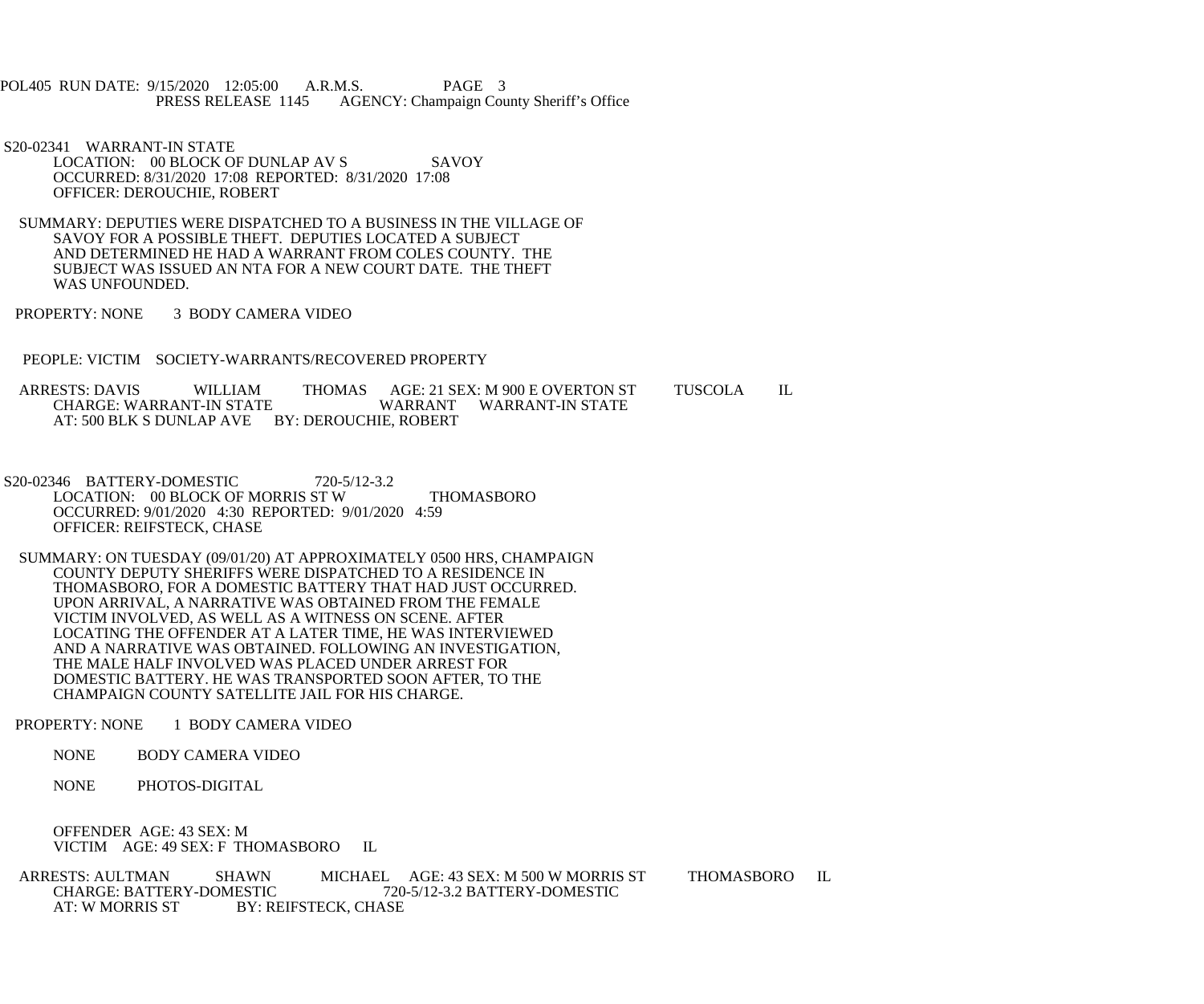S20-02341 WARRANT-IN STATE
LOCATION: 00 BLOCK OF DUNLAP AV S SAVOY
OCCURRED: 8/31/2020 17:08 REPORTED: 8/31/2020 17:08
OFFICER: DEROUCHIE, ROBERT

SUMMARY: DEPUTIES WERE DISPATCHED TO A BUSINESS IN THE VILLAGE OF SAVOY FOR A POSSIBLE THEFT. DEPUTIES LOCATED A SUBJECT AND DETERMINED HE HAD A WARRANT FROM COLES COUNTY. THE SUBJECT WAS ISSUED AN NTA FOR A NEW COURT DATE. THE THEFT WAS UNFOUNDED.

PROPERTY: NONE 3 BODY CAMERA VIDEO

PEOPLE: VICTIM SOCIETY-WARRANTS/RECOVERED PROPERTY

ARRESTS: DAVIS WILLIAM THOMAS AGE: 21 SEX: M 900 E OVERTON ST TUSCOLA IL
CHARGE: WARRANT-IN STATE WARRANT WARRANT-IN STATE
AT: 500 BLK S DUNLAP AVE BY: DEROUCHIE, ROBERT

S20-02346 BATTERY-DOMESTIC 720-5/12-3.2
LOCATION: 00 BLOCK OF MORRIS ST W THOMASBORO
OCCURRED: 9/01/2020 4:30 REPORTED: 9/01/2020 4:59
OFFICER: REIFSTECK, CHASE

SUMMARY: ON TUESDAY (09/01/20) AT APPROXIMATELY 0500 HRS, CHAMPAIGN COUNTY DEPUTY SHERIFFS WERE DISPATCHED TO A RESIDENCE IN THOMASBORO, FOR A DOMESTIC BATTERY THAT HAD JUST OCCURRED. UPON ARRIVAL, A NARRATIVE WAS OBTAINED FROM THE FEMALE VICTIM INVOLVED, AS WELL AS A WITNESS ON SCENE. AFTER LOCATING THE OFFENDER AT A LATER TIME, HE WAS INTERVIEWED AND A NARRATIVE WAS OBTAINED. FOLLOWING AN INVESTIGATION, THE MALE HALF INVOLVED WAS PLACED UNDER ARREST FOR DOMESTIC BATTERY. HE WAS TRANSPORTED SOON AFTER, TO THE CHAMPAIGN COUNTY SATELLITE JAIL FOR HIS CHARGE.

PROPERTY: NONE 1 BODY CAMERA VIDEO

NONE BODY CAMERA VIDEO

NONE PHOTOS-DIGITAL

OFFENDER AGE: 43 SEX: M
VICTIM AGE: 49 SEX: F THOMASBORO IL

ARRESTS: AULTMAN SHAWN MICHAEL AGE: 43 SEX: M 500 W MORRIS ST THOMASBORO IL
CHARGE: BATTERY-DOMESTIC 720-5/12-3.2 BATTERY-DOMESTIC
AT: W MORRIS ST BY: REIFSTECK, CHASE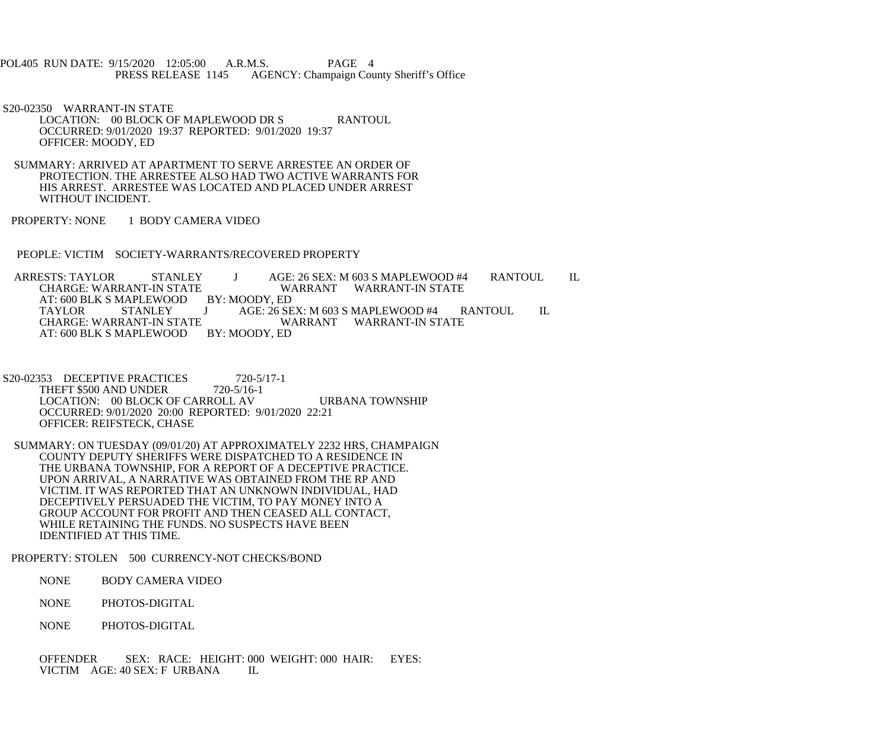S20-02350 WARRANT-IN STATE
LOCATION: 00 BLOCK OF MAPLEWOOD DR S RANTOUL
OCCURRED: 9/01/2020 19:37 REPORTED: 9/01/2020 19:37
OFFICER: MOODY, ED

SUMMARY: ARRIVED AT APARTMENT TO SERVE ARRESTEE AN ORDER OF PROTECTION. THE ARRESTEE ALSO HAD TWO ACTIVE WARRANTS FOR HIS ARREST. ARRESTEE WAS LOCATED AND PLACED UNDER ARREST WITHOUT INCIDENT.

PROPERTY: NONE 1 BODY CAMERA VIDEO

PEOPLE: VICTIM SOCIETY-WARRANTS/RECOVERED PROPERTY

ARRESTS: TAYLOR STANLEY J AGE: 26 SEX: M 603 S MAPLEWOOD #4 RANTOUL IL
CHARGE: WARRANT-IN STATE WARRANT WARRANT-IN STATE
AT: 600 BLK S MAPLEWOOD BY: MOODY, ED
TAYLOR STANLEY J AGE: 26 SEX: M 603 S MAPLEWOOD #4 RANTOUL IL
CHARGE: WARRANT-IN STATE WARRANT WARRANT-IN STATE
AT: 600 BLK S MAPLEWOOD BY: MOODY, ED

S20-02353 DECEPTIVE PRACTICES 720-5/17-1
THEFT $500 AND UNDER 720-5/16-1
LOCATION: 00 BLOCK OF CARROLL AV URBANA TOWNSHIP
OCCURRED: 9/01/2020 20:00 REPORTED: 9/01/2020 22:21
OFFICER: REIFSTECK, CHASE

SUMMARY: ON TUESDAY (09/01/20) AT APPROXIMATELY 2232 HRS, CHAMPAIGN COUNTY DEPUTY SHERIFFS WERE DISPATCHED TO A RESIDENCE IN THE URBANA TOWNSHIP, FOR A REPORT OF A DECEPTIVE PRACTICE. UPON ARRIVAL, A NARRATIVE WAS OBTAINED FROM THE RP AND VICTIM. IT WAS REPORTED THAT AN UNKNOWN INDIVIDUAL, HAD DECEPTIVELY PERSUADED THE VICTIM, TO PAY MONEY INTO A GROUP ACCOUNT FOR PROFIT AND THEN CEASED ALL CONTACT, WHILE RETAINING THE FUNDS. NO SUSPECTS HAVE BEEN IDENTIFIED AT THIS TIME.

PROPERTY: STOLEN 500 CURRENCY-NOT CHECKS/BOND

NONE BODY CAMERA VIDEO

NONE PHOTOS-DIGITAL

NONE PHOTOS-DIGITAL

OFFENDER SEX: RACE: HEIGHT: 000 WEIGHT: 000 HAIR: EYES:
VICTIM AGE: 40 SEX: F URBANA IL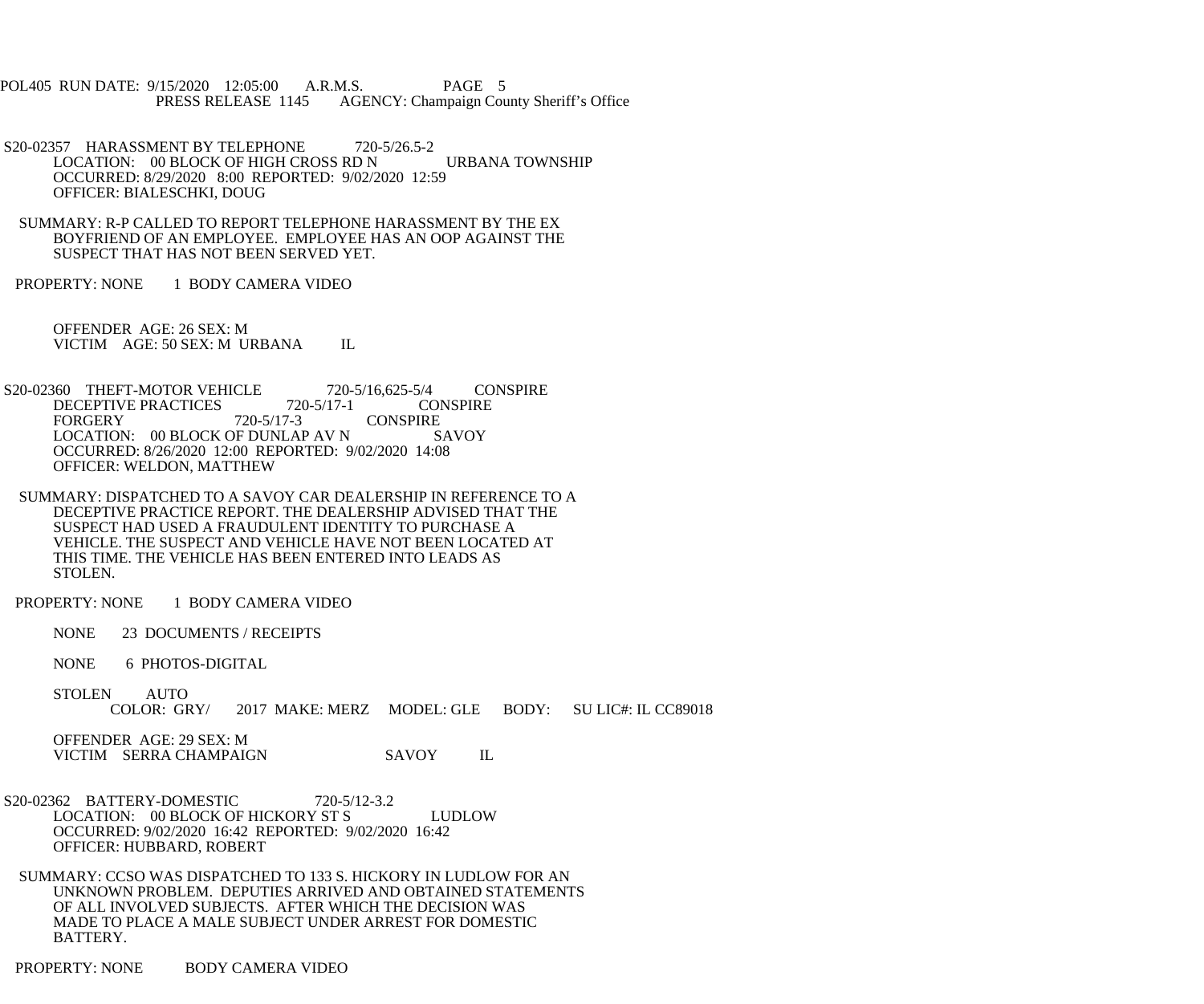POL405 RUN DATE: 9/15/2020 12:05:00 A.R.M.S. PAGE 5
PRESS RELEASE 1145 AGENCY: Champaign County Sheriff's Office

S20-02357 HARASSMENT BY TELEPHONE 720-5/26.5-2
LOCATION: 00 BLOCK OF HIGH CROSS RD N URBANA TOWNSHIP
OCCURRED: 8/29/2020 8:00 REPORTED: 9/02/2020 12:59
OFFICER: BIALESCHKI, DOUG

SUMMARY: R-P CALLED TO REPORT TELEPHONE HARASSMENT BY THE EX BOYFRIEND OF AN EMPLOYEE. EMPLOYEE HAS AN OOP AGAINST THE SUSPECT THAT HAS NOT BEEN SERVED YET.

PROPERTY: NONE 1 BODY CAMERA VIDEO

OFFENDER AGE: 26 SEX: M
VICTIM AGE: 50 SEX: M URBANA IL

S20-02360 THEFT-MOTOR VEHICLE 720-5/16,625-5/4 CONSPIRE
DECEPTIVE PRACTICES 720-5/17-1 CONSPIRE
FORGERY 720-5/17-3 CONSPIRE
LOCATION: 00 BLOCK OF DUNLAP AV N SAVOY
OCCURRED: 8/26/2020 12:00 REPORTED: 9/02/2020 14:08
OFFICER: WELDON, MATTHEW

SUMMARY: DISPATCHED TO A SAVOY CAR DEALERSHIP IN REFERENCE TO A DECEPTIVE PRACTICE REPORT. THE DEALERSHIP ADVISED THAT THE SUSPECT HAD USED A FRAUDULENT IDENTITY TO PURCHASE A VEHICLE. THE SUSPECT AND VEHICLE HAVE NOT BEEN LOCATED AT THIS TIME. THE VEHICLE HAS BEEN ENTERED INTO LEADS AS STOLEN.

PROPERTY: NONE 1 BODY CAMERA VIDEO

NONE 23 DOCUMENTS / RECEIPTS

NONE 6 PHOTOS-DIGITAL

STOLEN AUTO
COLOR: GRY/ 2017 MAKE: MERZ MODEL: GLE BODY: SU LIC#: IL CC89018

OFFENDER AGE: 29 SEX: M
VICTIM SERRA CHAMPAIGN SAVOY IL

S20-02362 BATTERY-DOMESTIC 720-5/12-3.2
LOCATION: 00 BLOCK OF HICKORY ST S LUDLOW
OCCURRED: 9/02/2020 16:42 REPORTED: 9/02/2020 16:42
OFFICER: HUBBARD, ROBERT

SUMMARY: CCSO WAS DISPATCHED TO 133 S. HICKORY IN LUDLOW FOR AN UNKNOWN PROBLEM. DEPUTIES ARRIVED AND OBTAINED STATEMENTS OF ALL INVOLVED SUBJECTS. AFTER WHICH THE DECISION WAS MADE TO PLACE A MALE SUBJECT UNDER ARREST FOR DOMESTIC BATTERY.

PROPERTY: NONE BODY CAMERA VIDEO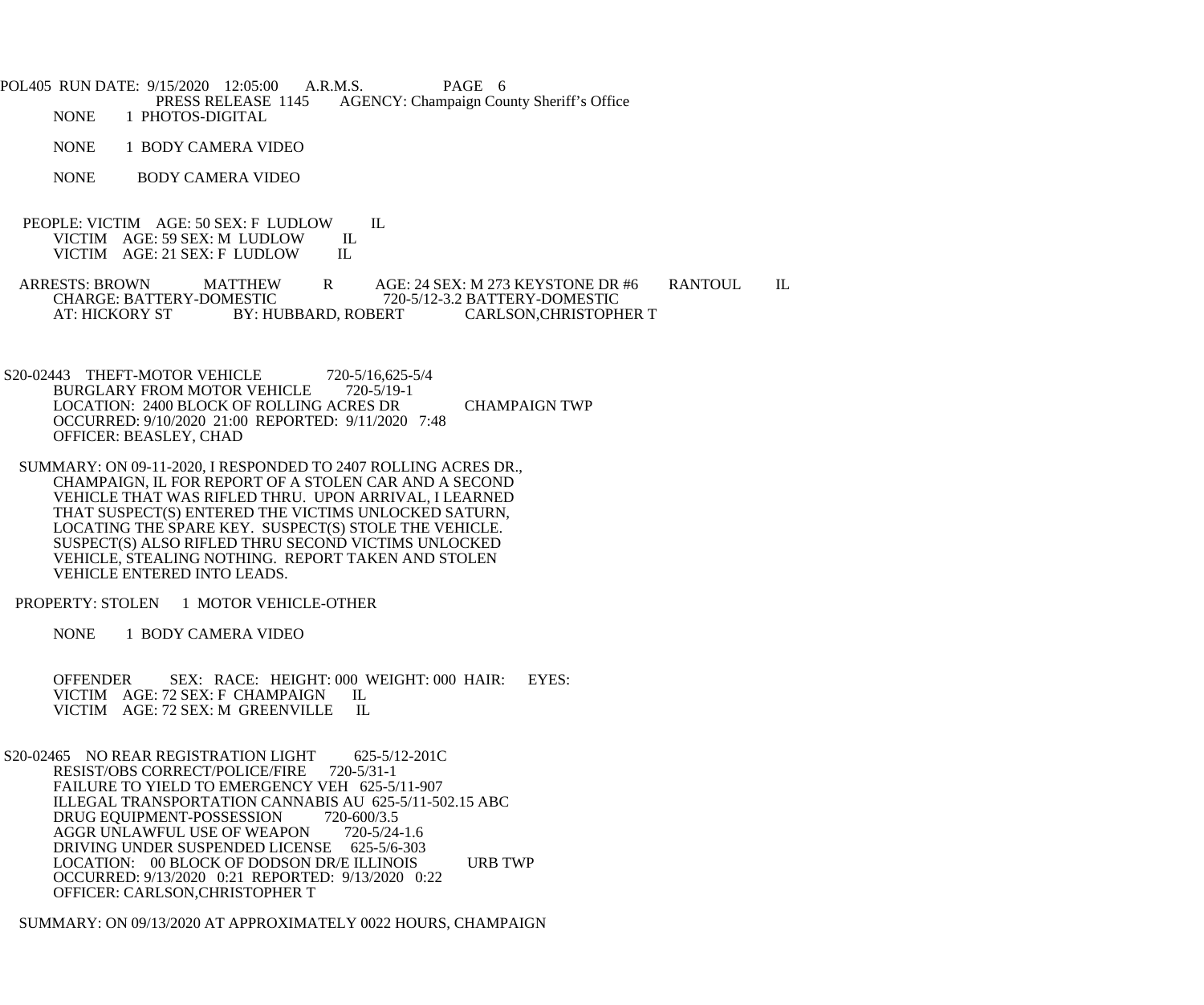NONE 1 PHOTOS-DIGITAL

NONE 1 BODY CAMERA VIDEO

NONE BODY CAMERA VIDEO

PEOPLE: VICTIM AGE: 50 SEX: F LUDLOW IL
VICTIM AGE: 59 SEX: M LUDLOW IL
VICTIM AGE: 21 SEX: F LUDLOW IL

ARRESTS: BROWN MATTHEW R AGE: 24 SEX: M 273 KEYSTONE DR #6 RANTOUL IL
CHARGE: BATTERY-DOMESTIC 720-5/12-3.2 BATTERY-DOMESTIC
AT: HICKORY ST BY: HUBBARD, ROBERT CARLSON,CHRISTOPHER T

S20-02443 THEFT-MOTOR VEHICLE 720-5/16,625-5/4
BURGLARY FROM MOTOR VEHICLE 720-5/19-1
LOCATION: 2400 BLOCK OF ROLLING ACRES DR CHAMPAIGN TWP
OCCURRED: 9/10/2020 21:00 REPORTED: 9/11/2020 7:48
OFFICER: BEASLEY, CHAD

SUMMARY: ON 09-11-2020, I RESPONDED TO 2407 ROLLING ACRES DR., CHAMPAIGN, IL FOR REPORT OF A STOLEN CAR AND A SECOND VEHICLE THAT WAS RIFLED THRU. UPON ARRIVAL, I LEARNED THAT SUSPECT(S) ENTERED THE VICTIMS UNLOCKED SATURN, LOCATING THE SPARE KEY. SUSPECT(S) STOLE THE VEHICLE. SUSPECT(S) ALSO RIFLED THRU SECOND VICTIMS UNLOCKED VEHICLE, STEALING NOTHING. REPORT TAKEN AND STOLEN VEHICLE ENTERED INTO LEADS.

PROPERTY: STOLEN 1 MOTOR VEHICLE-OTHER

NONE 1 BODY CAMERA VIDEO

OFFENDER SEX: RACE: HEIGHT: 000 WEIGHT: 000 HAIR: EYES:
VICTIM AGE: 72 SEX: F CHAMPAIGN IL
VICTIM AGE: 72 SEX: M GREENVILLE IL

S20-02465 NO REAR REGISTRATION LIGHT 625-5/12-201C
RESIST/OBS CORRECT/POLICE/FIRE 720-5/31-1
FAILURE TO YIELD TO EMERGENCY VEH 625-5/11-907
ILLEGAL TRANSPORTATION CANNABIS AU 625-5/11-502.15 ABC
DRUG EQUIPMENT-POSSESSION 720-600/3.5
AGGR UNLAWFUL USE OF WEAPON 720-5/24-1.6
DRIVING UNDER SUSPENDED LICENSE 625-5/6-303
LOCATION: 00 BLOCK OF DODSON DR/E ILLINOIS URB TWP
OCCURRED: 9/13/2020 0:21 REPORTED: 9/13/2020 0:22
OFFICER: CARLSON,CHRISTOPHER T

SUMMARY: ON 09/13/2020 AT APPROXIMATELY 0022 HOURS, CHAMPAIGN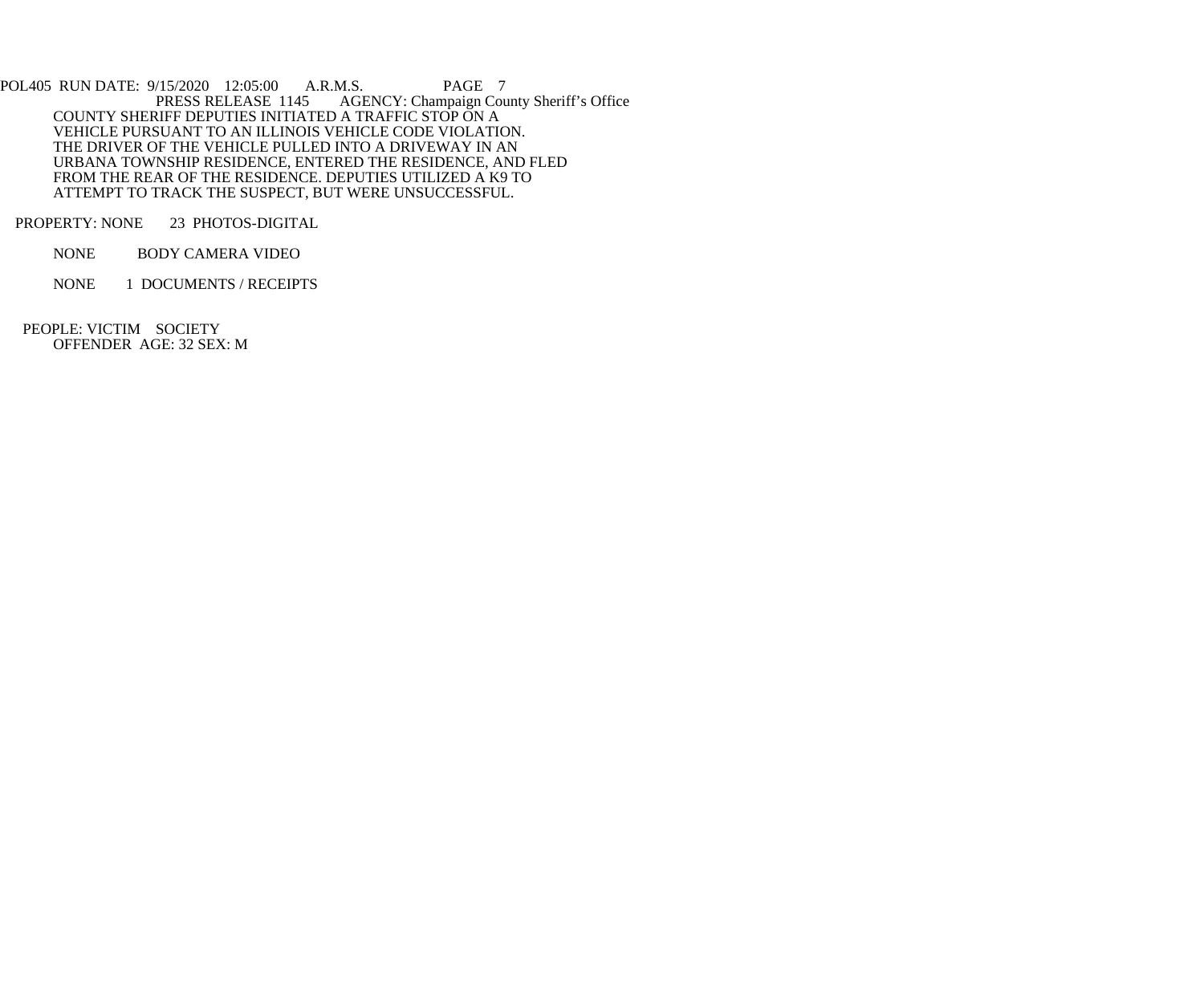COUNTY SHERIFF DEPUTIES INITIATED A TRAFFIC STOP ON A VEHICLE PURSUANT TO AN ILLINOIS VEHICLE CODE VIOLATION. THE DRIVER OF THE VEHICLE PULLED INTO A DRIVEWAY IN AN URBANA TOWNSHIP RESIDENCE, ENTERED THE RESIDENCE, AND FLED FROM THE REAR OF THE RESIDENCE. DEPUTIES UTILIZED A K9 TO ATTEMPT TO TRACK THE SUSPECT, BUT WERE UNSUCCESSFUL.

PROPERTY: NONE 23 PHOTOS-DIGITAL

NONE BODY CAMERA VIDEO

NONE 1 DOCUMENTS / RECEIPTS

PEOPLE: VICTIM SOCIETY

OFFENDER AGE: 32 SEX: M